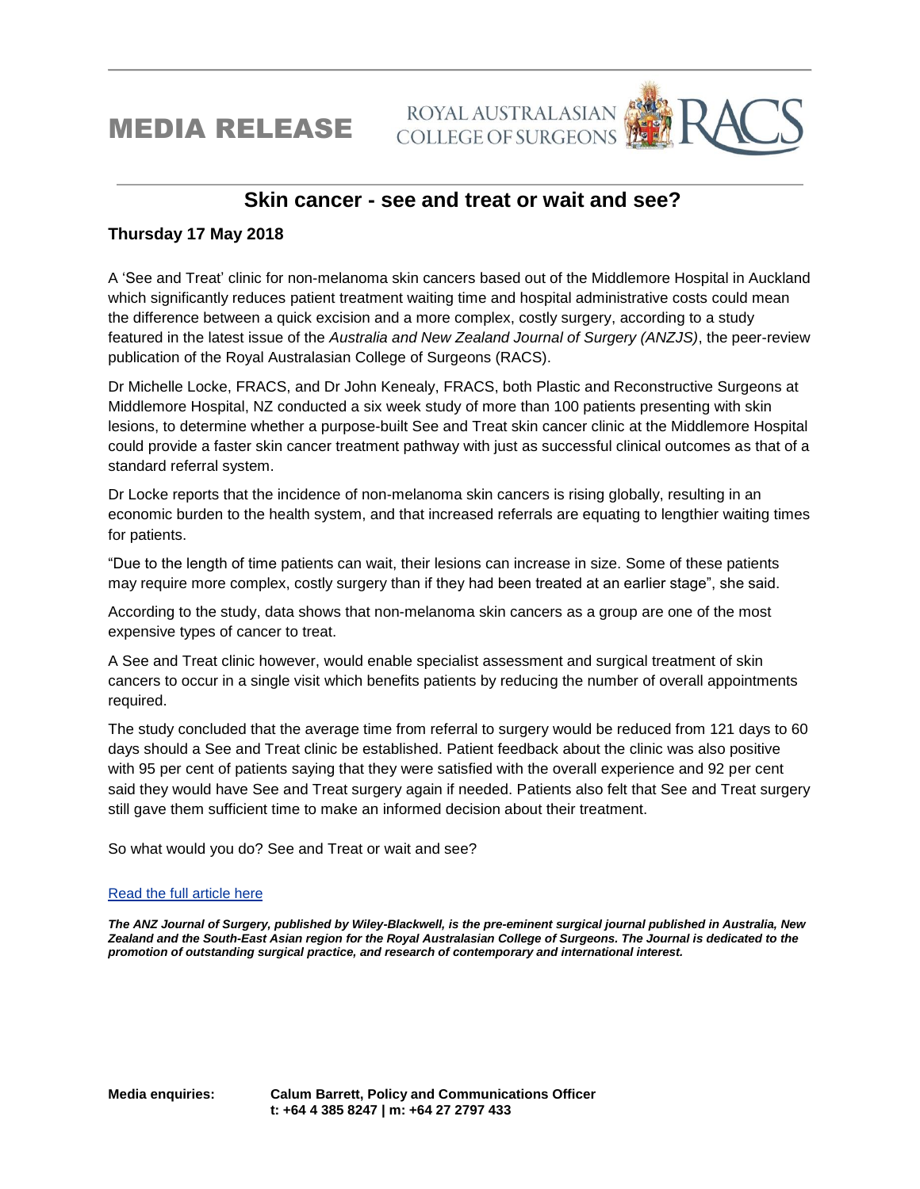# MEDIA RELEASE

ROYAL AUSTRALASIAN COLLEGE OF SURGEONS RACS

## Skin cancer - see and treat or wait and see?

**Thursday 17 May 2018**

A 'See and Treat' clinic for non-melanoma skin cancers based out of the Middlemore Hospital in Auckland which significantly reduces patient treatment waiting time and hospital administrative costs could mean the difference between a quick excision and a more complex, costly surgery, according to a study featured in the latest issue of the *Australia and New Zealand Journal of Surgery (ANZJS)*, the peer-review publication of the Royal Australasian College of Surgeons (RACS).

Dr Michelle Locke, FRACS, and Dr John Kenealy, FRACS, both Plastic and Reconstructive Surgeons at Middlemore Hospital, NZ conducted a six week study of more than 100 patients presenting with skin lesions, to determine whether a purpose-built See and Treat skin cancer clinic at the Middlemore Hospital could provide a faster skin cancer treatment pathway with just as successful clinical outcomes as that of a standard referral system.

Dr Locke reports that the incidence of non-melanoma skin cancers is rising globally, resulting in an economic burden to the health system, and that increased referrals are equating to lengthier waiting times for patients.

"Due to the length of time patients can wait, their lesions can increase in size. Some of these patients may require more complex, costly surgery than if they had been treated at an earlier stage", she said.

According to the study, data shows that non-melanoma skin cancers as a group are one of the most expensive types of cancer to treat.

A See and Treat clinic however, would enable specialist assessment and surgical treatment of skin cancers to occur in a single visit which benefits patients by reducing the number of overall appointments required.

The study concluded that the average time from referral to surgery would be reduced from 121 days to 60 days should a See and Treat clinic be established. Patient feedback about the clinic was also positive with 95 per cent of patients saying that they were satisfied with the overall experience and 92 per cent said they would have See and Treat surgery again if needed. Patients also felt that See and Treat surgery still gave them sufficient time to make an informed decision about their treatment.

So what would you do? See and Treat or wait and see?

[Read the full article here]

***The ANZ Journal of Surgery, published by Wiley-Blackwell, is the pre-eminent surgical journal published in Australia, New Zealand and the South-East Asian region for the Royal Australasian College of Surgeons. The Journal is dedicated to the promotion of outstanding surgical practice, and research of contemporary and international interest.***

**Media enquiries:** **Calum Barrett, Policy and Communications Officer**
**t: +64 4 385 8247 | m: +64 27 2797 433**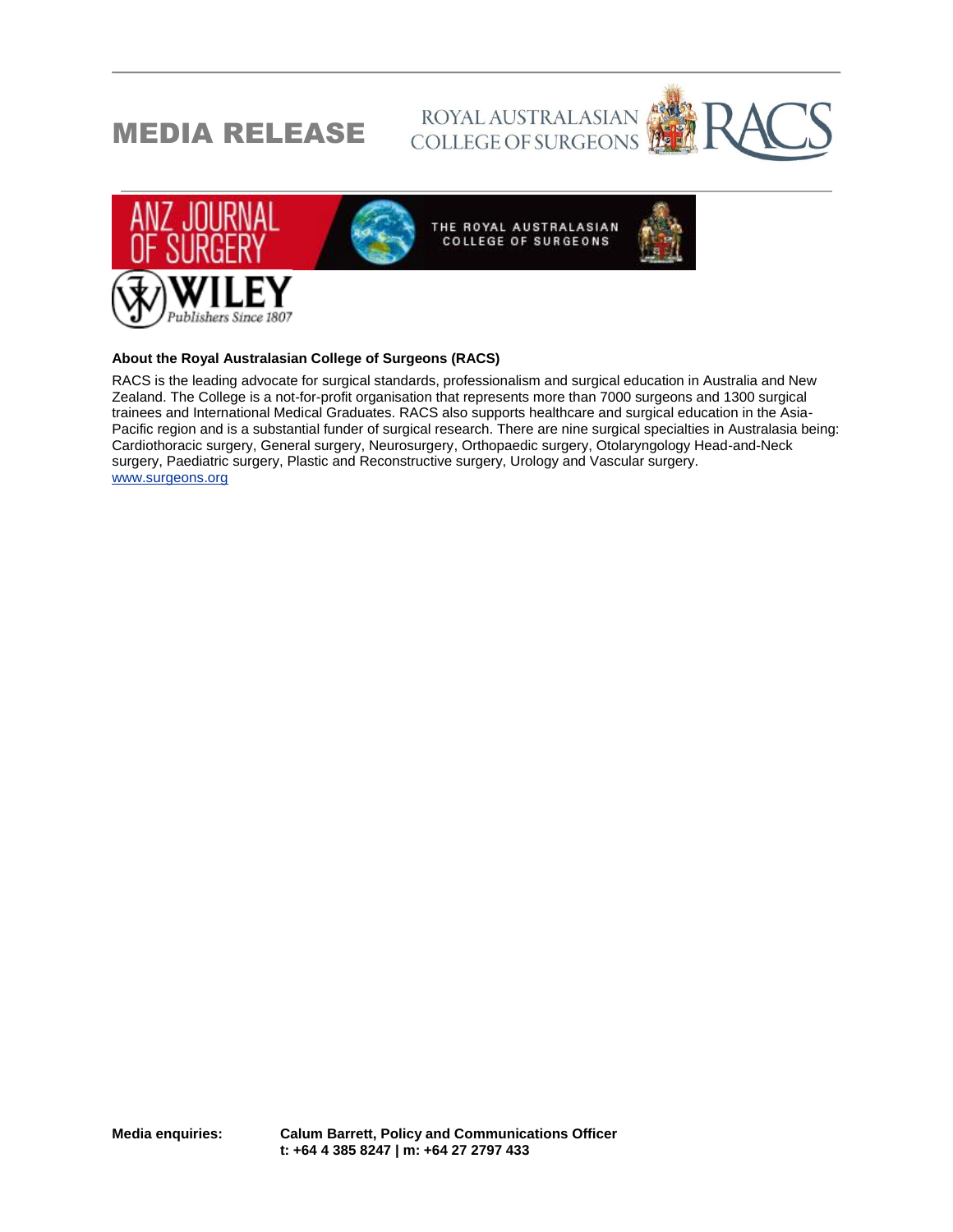# MEDIA RELEASE

ROYAL AUSTRALASIAN COLLEGE OF SURGEONS

ANZ JOURNAL OF SURGERY

THE ROYAL AUSTRALASIAN COLLEGE OF SURGEONS

WILEY
*Publishers Since 1807*

**About the Royal Australasian College of Surgeons (RACS)**

RACS is the leading advocate for surgical standards, professionalism and surgical education in Australia and New Zealand. The College is a not-for-profit organisation that represents more than 7000 surgeons and 1300 surgical trainees and International Medical Graduates. RACS also supports healthcare and surgical education in the Asia-Pacific region and is a substantial funder of surgical research. There are nine surgical specialties in Australasia being: Cardiothoracic surgery, General surgery, Neurosurgery, Orthopaedic surgery, Otolaryngology Head-and-Neck surgery, Paediatric surgery, Plastic and Reconstructive surgery, Urology and Vascular surgery.
www.surgeons.org

**Media enquiries:** **Calum Barrett, Policy and Communications Officer**
**t: +64 4 385 8247 | m: +64 27 2797 433**